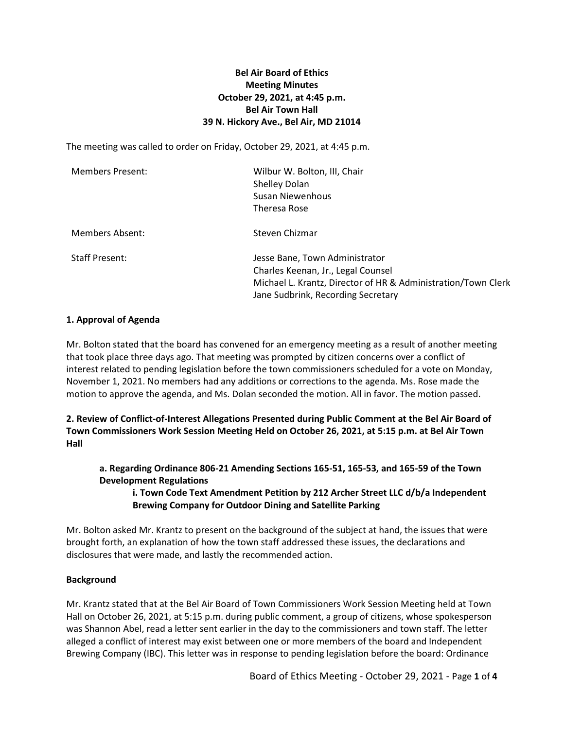**Bel Air Board of Ethics**
**Meeting Minutes**
**October 29, 2021, at 4:45 p.m.**
**Bel Air Town Hall**
**39 N. Hickory Ave., Bel Air, MD 21014**

The meeting was called to order on Friday, October 29, 2021, at 4:45 p.m.

| | |
|---|---|
| Members Present: | Wilbur W. Bolton, III, Chair<br>Shelley Dolan<br>Susan Niewenhous<br>Theresa Rose |
| Members Absent: | Steven Chizmar |
| Staff Present: | Jesse Bane, Town Administrator<br>Charles Keenan, Jr., Legal Counsel<br>Michael L. Krantz, Director of HR & Administration/Town Clerk<br>Jane Sudbrink, Recording Secretary |

## 1. Approval of Agenda

Mr. Bolton stated that the board has convened for an emergency meeting as a result of another meeting that took place three days ago. That meeting was prompted by citizen concerns over a conflict of interest related to pending legislation before the town commissioners scheduled for a vote on Monday, November 1, 2021. No members had any additions or corrections to the agenda. Ms. Rose made the motion to approve the agenda, and Ms. Dolan seconded the motion. All in favor. The motion passed.

## 2. Review of Conflict-of-Interest Allegations Presented during Public Comment at the Bel Air Board of Town Commissioners Work Session Meeting Held on October 26, 2021, at 5:15 p.m. at Bel Air Town Hall

### a. Regarding Ordinance 806-21 Amending Sections 165-51, 165-53, and 165-59 of the Town Development Regulations

#### i. Town Code Text Amendment Petition by 212 Archer Street LLC d/b/a Independent Brewing Company for Outdoor Dining and Satellite Parking

Mr. Bolton asked Mr. Krantz to present on the background of the subject at hand, the issues that were brought forth, an explanation of how the town staff addressed these issues, the declarations and disclosures that were made, and lastly the recommended action.

**Background**

Mr. Krantz stated that at the Bel Air Board of Town Commissioners Work Session Meeting held at Town Hall on October 26, 2021, at 5:15 p.m. during public comment, a group of citizens, whose spokesperson was Shannon Abel, read a letter sent earlier in the day to the commissioners and town staff. The letter alleged a conflict of interest may exist between one or more members of the board and Independent Brewing Company (IBC). This letter was in response to pending legislation before the board: Ordinance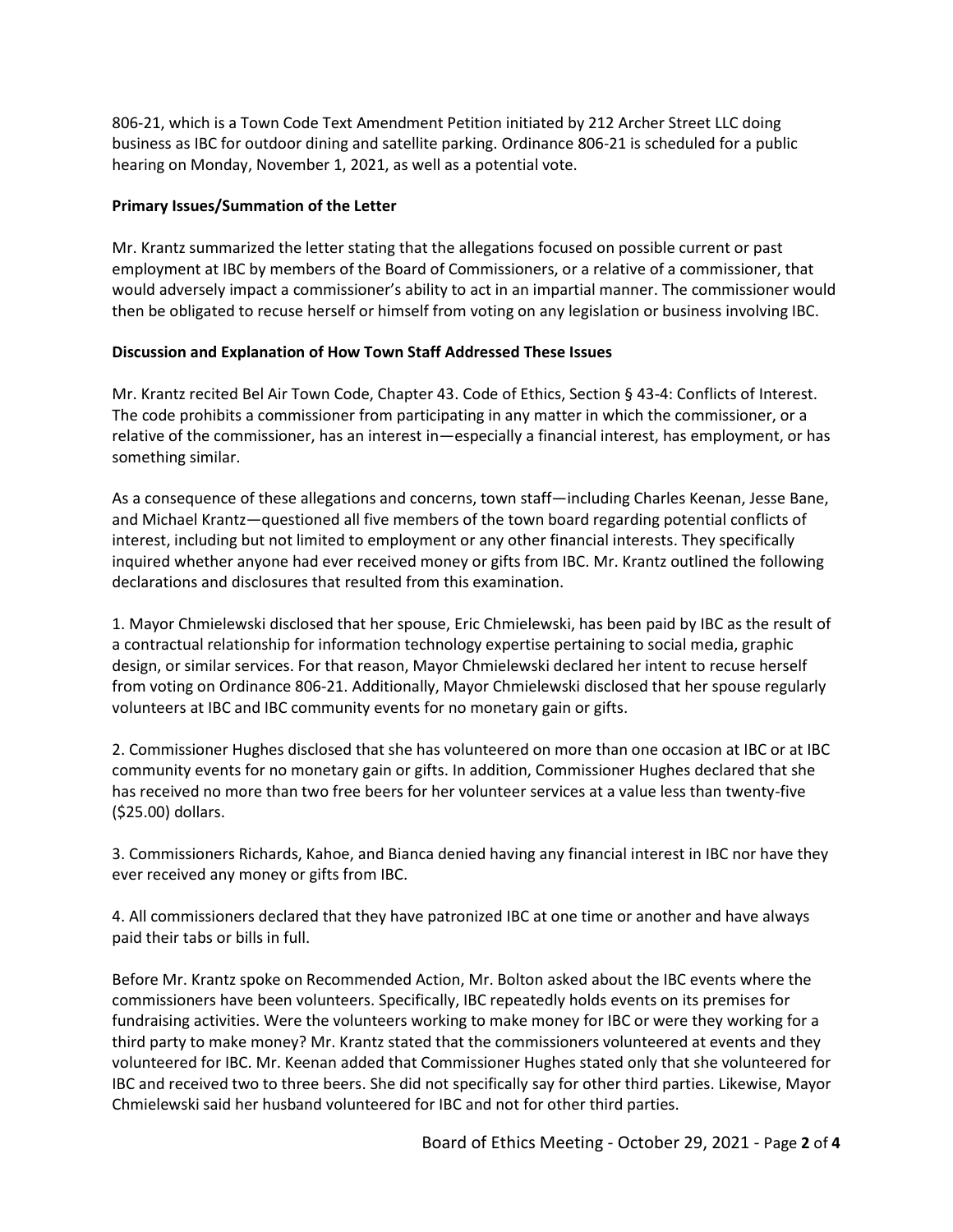806-21, which is a Town Code Text Amendment Petition initiated by 212 Archer Street LLC doing business as IBC for outdoor dining and satellite parking. Ordinance 806-21 is scheduled for a public hearing on Monday, November 1, 2021, as well as a potential vote.

**Primary Issues/Summation of the Letter**

Mr. Krantz summarized the letter stating that the allegations focused on possible current or past employment at IBC by members of the Board of Commissioners, or a relative of a commissioner, that would adversely impact a commissioner's ability to act in an impartial manner. The commissioner would then be obligated to recuse herself or himself from voting on any legislation or business involving IBC.

**Discussion and Explanation of How Town Staff Addressed These Issues**

Mr. Krantz recited Bel Air Town Code, Chapter 43. Code of Ethics, Section § 43-4: Conflicts of Interest. The code prohibits a commissioner from participating in any matter in which the commissioner, or a relative of the commissioner, has an interest in—especially a financial interest, has employment, or has something similar.

As a consequence of these allegations and concerns, town staff—including Charles Keenan, Jesse Bane, and Michael Krantz—questioned all five members of the town board regarding potential conflicts of interest, including but not limited to employment or any other financial interests. They specifically inquired whether anyone had ever received money or gifts from IBC. Mr. Krantz outlined the following declarations and disclosures that resulted from this examination.

1. Mayor Chmielewski disclosed that her spouse, Eric Chmielewski, has been paid by IBC as the result of a contractual relationship for information technology expertise pertaining to social media, graphic design, or similar services. For that reason, Mayor Chmielewski declared her intent to recuse herself from voting on Ordinance 806-21. Additionally, Mayor Chmielewski disclosed that her spouse regularly volunteers at IBC and IBC community events for no monetary gain or gifts.

2. Commissioner Hughes disclosed that she has volunteered on more than one occasion at IBC or at IBC community events for no monetary gain or gifts. In addition, Commissioner Hughes declared that she has received no more than two free beers for her volunteer services at a value less than twenty-five ($25.00) dollars.

3. Commissioners Richards, Kahoe, and Bianca denied having any financial interest in IBC nor have they ever received any money or gifts from IBC.

4. All commissioners declared that they have patronized IBC at one time or another and have always paid their tabs or bills in full.

Before Mr. Krantz spoke on Recommended Action, Mr. Bolton asked about the IBC events where the commissioners have been volunteers. Specifically, IBC repeatedly holds events on its premises for fundraising activities. Were the volunteers working to make money for IBC or were they working for a third party to make money? Mr. Krantz stated that the commissioners volunteered at events and they volunteered for IBC. Mr. Keenan added that Commissioner Hughes stated only that she volunteered for IBC and received two to three beers. She did not specifically say for other third parties. Likewise, Mayor Chmielewski said her husband volunteered for IBC and not for other third parties.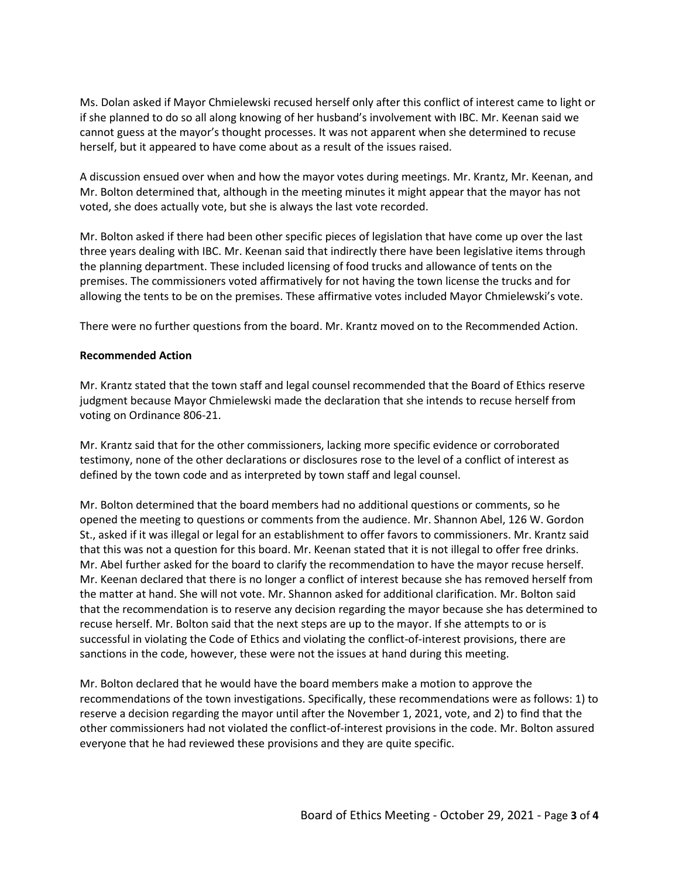Ms. Dolan asked if Mayor Chmielewski recused herself only after this conflict of interest came to light or if she planned to do so all along knowing of her husband's involvement with IBC. Mr. Keenan said we cannot guess at the mayor's thought processes. It was not apparent when she determined to recuse herself, but it appeared to have come about as a result of the issues raised.

A discussion ensued over when and how the mayor votes during meetings. Mr. Krantz, Mr. Keenan, and Mr. Bolton determined that, although in the meeting minutes it might appear that the mayor has not voted, she does actually vote, but she is always the last vote recorded.

Mr. Bolton asked if there had been other specific pieces of legislation that have come up over the last three years dealing with IBC. Mr. Keenan said that indirectly there have been legislative items through the planning department. These included licensing of food trucks and allowance of tents on the premises. The commissioners voted affirmatively for not having the town license the trucks and for allowing the tents to be on the premises. These affirmative votes included Mayor Chmielewski's vote.

There were no further questions from the board. Mr. Krantz moved on to the Recommended Action.

**Recommended Action**

Mr. Krantz stated that the town staff and legal counsel recommended that the Board of Ethics reserve judgment because Mayor Chmielewski made the declaration that she intends to recuse herself from voting on Ordinance 806-21.

Mr. Krantz said that for the other commissioners, lacking more specific evidence or corroborated testimony, none of the other declarations or disclosures rose to the level of a conflict of interest as defined by the town code and as interpreted by town staff and legal counsel.

Mr. Bolton determined that the board members had no additional questions or comments, so he opened the meeting to questions or comments from the audience. Mr. Shannon Abel, 126 W. Gordon St., asked if it was illegal or legal for an establishment to offer favors to commissioners. Mr. Krantz said that this was not a question for this board. Mr. Keenan stated that it is not illegal to offer free drinks. Mr. Abel further asked for the board to clarify the recommendation to have the mayor recuse herself. Mr. Keenan declared that there is no longer a conflict of interest because she has removed herself from the matter at hand. She will not vote. Mr. Shannon asked for additional clarification. Mr. Bolton said that the recommendation is to reserve any decision regarding the mayor because she has determined to recuse herself. Mr. Bolton said that the next steps are up to the mayor. If she attempts to or is successful in violating the Code of Ethics and violating the conflict-of-interest provisions, there are sanctions in the code, however, these were not the issues at hand during this meeting.

Mr. Bolton declared that he would have the board members make a motion to approve the recommendations of the town investigations. Specifically, these recommendations were as follows: 1) to reserve a decision regarding the mayor until after the November 1, 2021, vote, and 2) to find that the other commissioners had not violated the conflict-of-interest provisions in the code. Mr. Bolton assured everyone that he had reviewed these provisions and they are quite specific.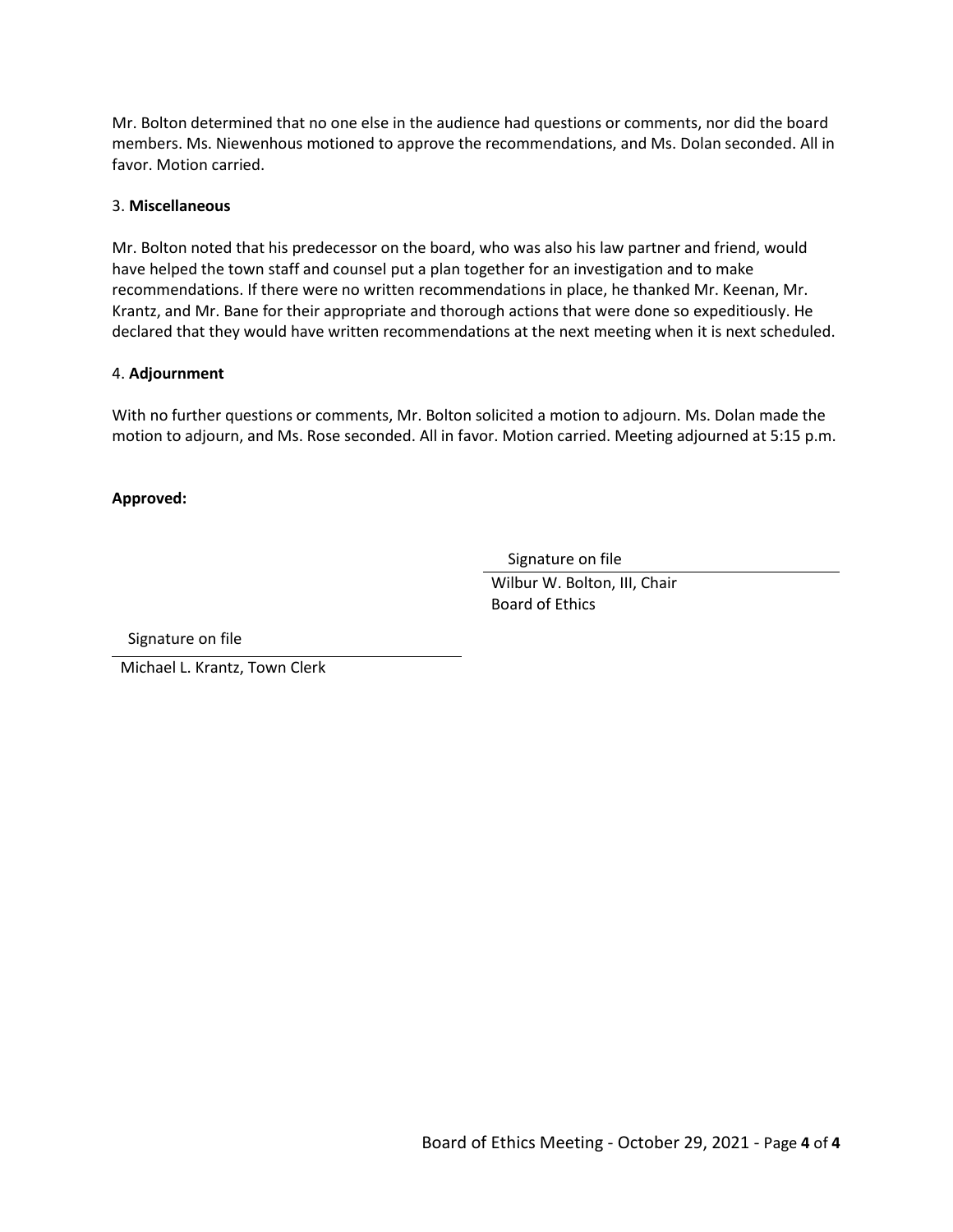Mr. Bolton determined that no one else in the audience had questions or comments, nor did the board members. Ms. Niewenhous motioned to approve the recommendations, and Ms. Dolan seconded. All in favor. Motion carried.

3. **Miscellaneous**

Mr. Bolton noted that his predecessor on the board, who was also his law partner and friend, would have helped the town staff and counsel put a plan together for an investigation and to make recommendations. If there were no written recommendations in place, he thanked Mr. Keenan, Mr. Krantz, and Mr. Bane for their appropriate and thorough actions that were done so expeditiously. He declared that they would have written recommendations at the next meeting when it is next scheduled.

4. **Adjournment**

With no further questions or comments, Mr. Bolton solicited a motion to adjourn. Ms. Dolan made the motion to adjourn, and Ms. Rose seconded. All in favor. Motion carried. Meeting adjourned at 5:15 p.m.

**Approved:**

Signature on file

Wilbur W. Bolton, III, Chair
Board of Ethics

Signature on file

Michael L. Krantz, Town Clerk